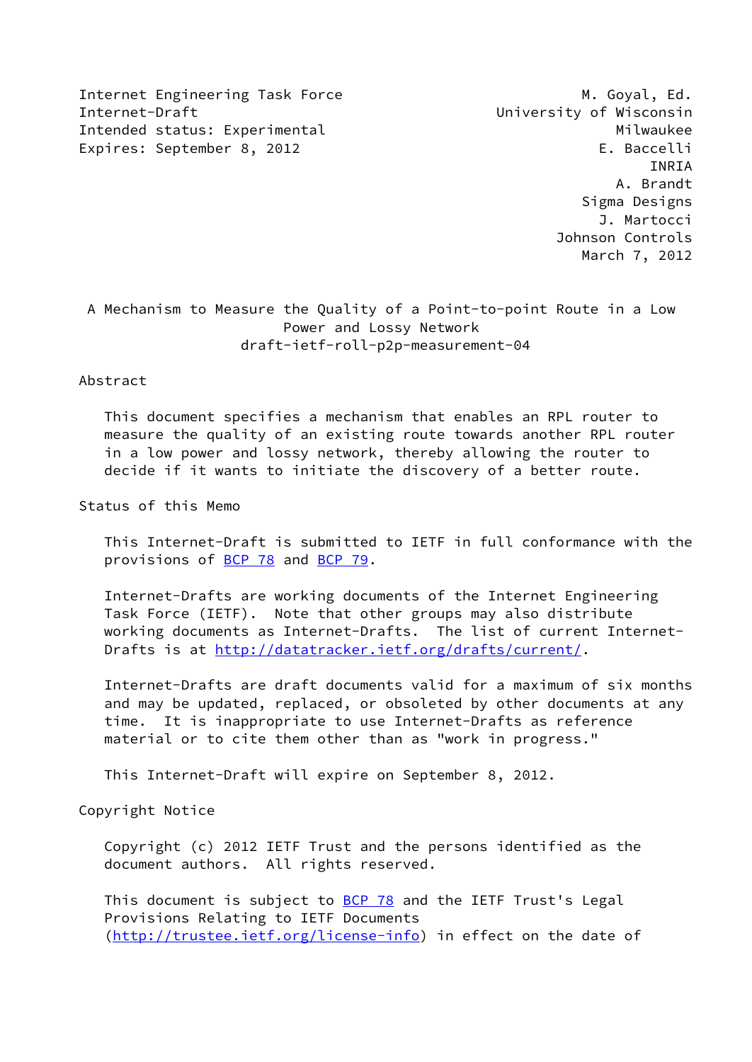Internet Engineering Task Force  
Internet-Draft  
Intended status: Experimental  
Expires: September 8, 2012

M. Goyal, Ed.  
University of Wisconsin Milwaukee  
E. Baccelli  
INRIA  
A. Brandt  
Sigma Designs  
J. Martocci  
Johnson Controls  
March 7, 2012

# A Mechanism to Measure the Quality of a Point-to-point Route in a Low Power and Lossy Network

draft-ietf-roll-p2p-measurement-04

## Abstract

This document specifies a mechanism that enables an RPL router to measure the quality of an existing route towards another RPL router in a low power and lossy network, thereby allowing the router to decide if it wants to initiate the discovery of a better route.

## Status of this Memo

This Internet-Draft is submitted to IETF in full conformance with the provisions of BCP 78 and BCP 79.

Internet-Drafts are working documents of the Internet Engineering Task Force (IETF). Note that other groups may also distribute working documents as Internet-Drafts. The list of current Internet-Drafts is at http://datatracker.ietf.org/drafts/current/.

Internet-Drafts are draft documents valid for a maximum of six months and may be updated, replaced, or obsoleted by other documents at any time. It is inappropriate to use Internet-Drafts as reference material or to cite them other than as "work in progress."

This Internet-Draft will expire on September 8, 2012.

## Copyright Notice

Copyright (c) 2012 IETF Trust and the persons identified as the document authors. All rights reserved.

This document is subject to BCP 78 and the IETF Trust's Legal Provisions Relating to IETF Documents (http://trustee.ietf.org/license-info) in effect on the date of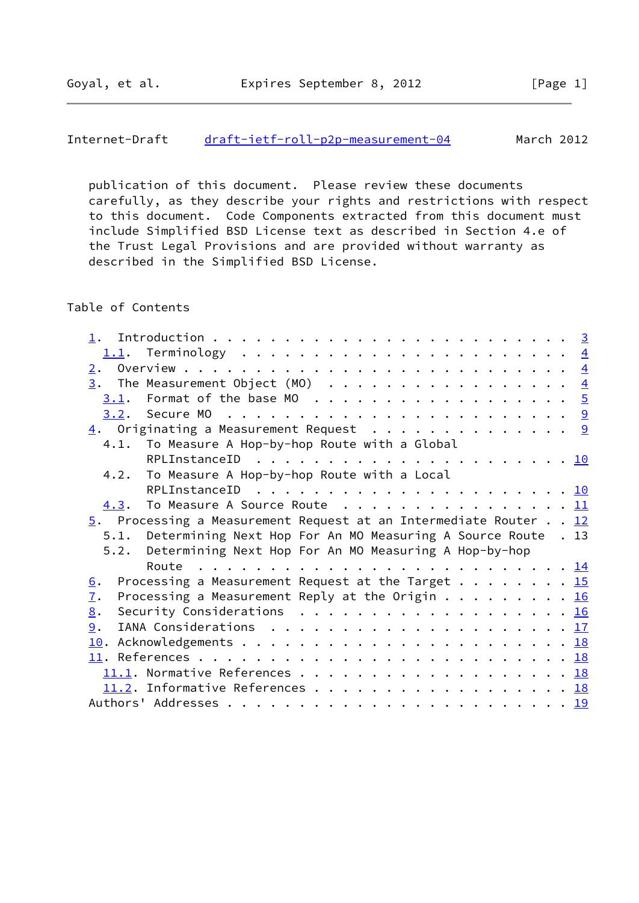publication of this document. Please review these documents carefully, as they describe your rights and restrictions with respect to this document. Code Components extracted from this document must include Simplified BSD License text as described in Section 4.e of the Trust Legal Provisions and are provided without warranty as described in the Simplified BSD License.

## Table of Contents

```
   1.  Introduction . . . . . . . . . . . . . . . . . . . . . . . . .  3
     1.1.  Terminology  . . . . . . . . . . . . . . . . . . . . . . .  4
   2.  Overview . . . . . . . . . . . . . . . . . . . . . . . . . . .  4
   3.  The Measurement Object (MO)  . . . . . . . . . . . . . . . . .  4
     3.1.  Format of the base MO  . . . . . . . . . . . . . . . . . .  5
     3.2.  Secure MO  . . . . . . . . . . . . . . . . . . . . . . . .  9
   4.  Originating a Measurement Request  . . . . . . . . . . . . . .  9
     4.1.  To Measure A Hop-by-hop Route with a Global
           RPLInstanceID  . . . . . . . . . . . . . . . . . . . . . . 10
     4.2.  To Measure A Hop-by-hop Route with a Local
           RPLInstanceID  . . . . . . . . . . . . . . . . . . . . . . 10
     4.3.  To Measure A Source Route  . . . . . . . . . . . . . . . . 11
   5.  Processing a Measurement Request at an Intermediate Router . . 12
     5.1.  Determining Next Hop For An MO Measuring A Source Route  . 13
     5.2.  Determining Next Hop For An MO Measuring A Hop-by-hop
           Route  . . . . . . . . . . . . . . . . . . . . . . . . . . 14
   6.  Processing a Measurement Request at the Target . . . . . . . . 15
   7.  Processing a Measurement Reply at the Origin . . . . . . . . . 16
   8.  Security Considerations  . . . . . . . . . . . . . . . . . . . 16
   9.  IANA Considerations  . . . . . . . . . . . . . . . . . . . . . 17
   10. Acknowledgements . . . . . . . . . . . . . . . . . . . . . . . 18
   11. References . . . . . . . . . . . . . . . . . . . . . . . . . . 18
     11.1. Normative References . . . . . . . . . . . . . . . . . . . 18
     11.2. Informative References . . . . . . . . . . . . . . . . . . 18
   Authors' Addresses . . . . . . . . . . . . . . . . . . . . . . . . 19
```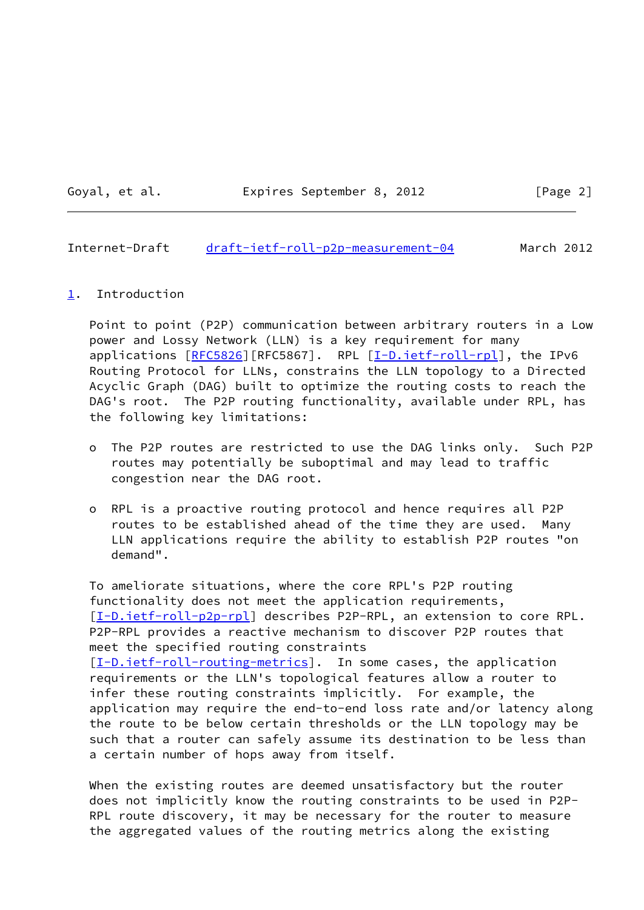## 1. Introduction

Point to point (P2P) communication between arbitrary routers in a Low power and Lossy Network (LLN) is a key requirement for many applications [RFC5826][RFC5867]. RPL [I-D.ietf-roll-rpl], the IPv6 Routing Protocol for LLNs, constrains the LLN topology to a Directed Acyclic Graph (DAG) built to optimize the routing costs to reach the DAG's root. The P2P routing functionality, available under RPL, has the following key limitations:

- The P2P routes are restricted to use the DAG links only. Such P2P routes may potentially be suboptimal and may lead to traffic congestion near the DAG root.

- RPL is a proactive routing protocol and hence requires all P2P routes to be established ahead of the time they are used. Many LLN applications require the ability to establish P2P routes "on demand".

To ameliorate situations, where the core RPL's P2P routing functionality does not meet the application requirements, [I-D.ietf-roll-p2p-rpl] describes P2P-RPL, an extension to core RPL. P2P-RPL provides a reactive mechanism to discover P2P routes that meet the specified routing constraints [I-D.ietf-roll-routing-metrics]. In some cases, the application requirements or the LLN's topological features allow a router to infer these routing constraints implicitly. For example, the application may require the end-to-end loss rate and/or latency along the route to be below certain thresholds or the LLN topology may be such that a router can safely assume its destination to be less than a certain number of hops away from itself.

When the existing routes are deemed unsatisfactory but the router does not implicitly know the routing constraints to be used in P2P-RPL route discovery, it may be necessary for the router to measure the aggregated values of the routing metrics along the existing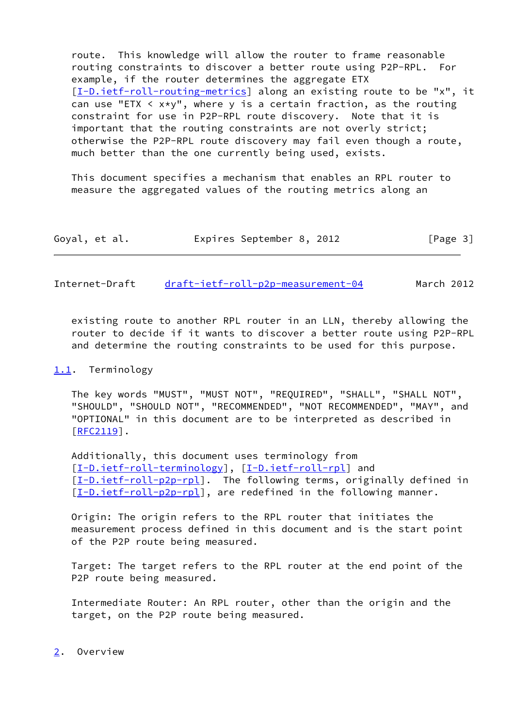route. This knowledge will allow the router to frame reasonable routing constraints to discover a better route using P2P-RPL. For example, if the router determines the aggregate ETX [I-D.ietf-roll-routing-metrics] along an existing route to be "x", it can use "ETX < x*y", where y is a certain fraction, as the routing constraint for use in P2P-RPL route discovery. Note that it is important that the routing constraints are not overly strict; otherwise the P2P-RPL route discovery may fail even though a route, much better than the one currently being used, exists.

This document specifies a mechanism that enables an RPL router to measure the aggregated values of the routing metrics along an existing route to another RPL router in an LLN, thereby allowing the router to decide if it wants to discover a better route using P2P-RPL and determine the routing constraints to be used for this purpose.

## 1.1. Terminology

The key words "MUST", "MUST NOT", "REQUIRED", "SHALL", "SHALL NOT", "SHOULD", "SHOULD NOT", "RECOMMENDED", "NOT RECOMMENDED", "MAY", and "OPTIONAL" in this document are to be interpreted as described in [RFC2119].

Additionally, this document uses terminology from [I-D.ietf-roll-terminology], [I-D.ietf-roll-rpl] and [I-D.ietf-roll-p2p-rpl]. The following terms, originally defined in [I-D.ietf-roll-p2p-rpl], are redefined in the following manner.

Origin: The origin refers to the RPL router that initiates the measurement process defined in this document and is the start point of the P2P route being measured.

Target: The target refers to the RPL router at the end point of the P2P route being measured.

Intermediate Router: An RPL router, other than the origin and the target, on the P2P route being measured.

# 2. Overview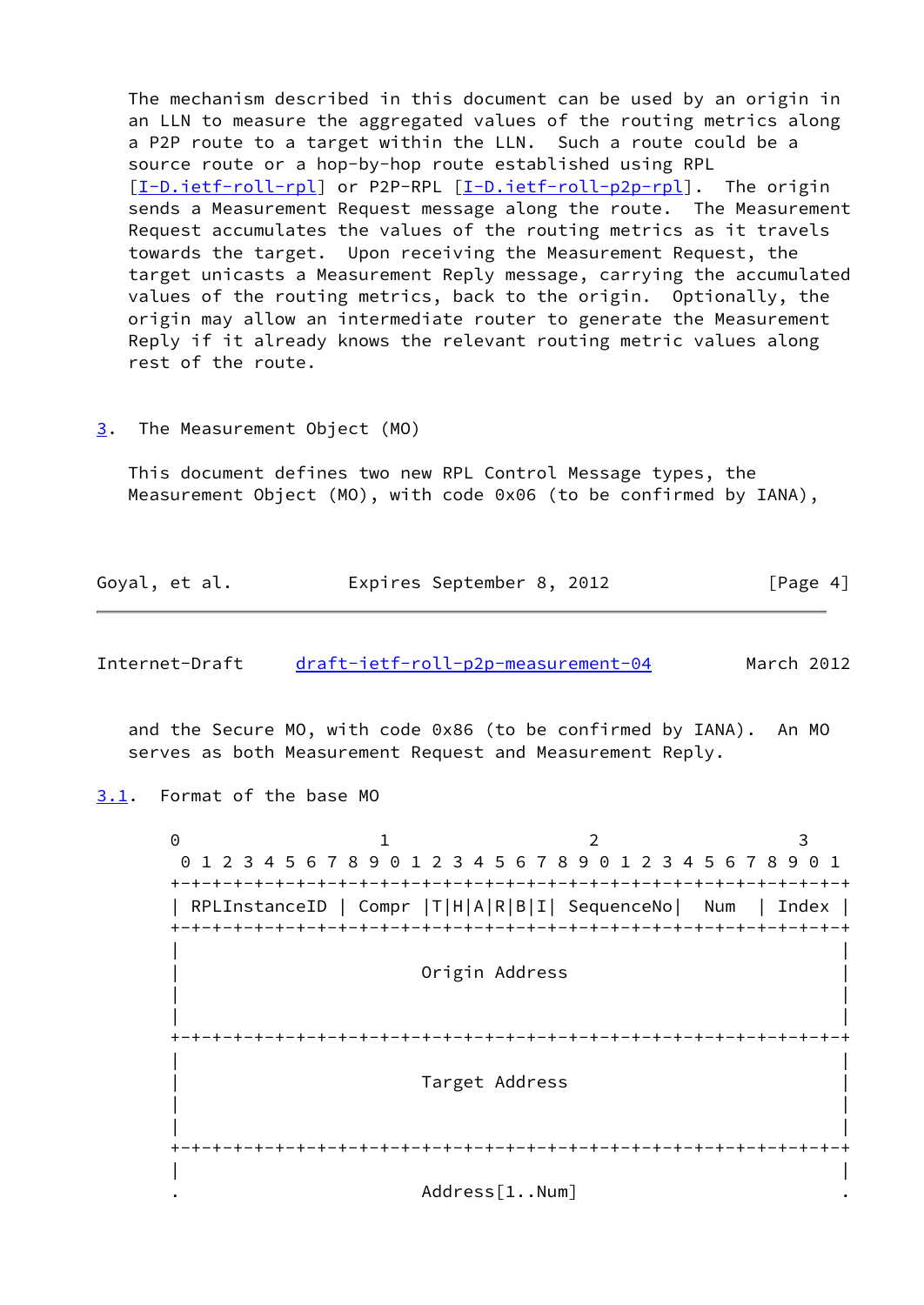The mechanism described in this document can be used by an origin in an LLN to measure the aggregated values of the routing metrics along a P2P route to a target within the LLN. Such a route could be a source route or a hop-by-hop route established using RPL [I-D.ietf-roll-rpl] or P2P-RPL [I-D.ietf-roll-p2p-rpl]. The origin sends a Measurement Request message along the route. The Measurement Request accumulates the values of the routing metrics as it travels towards the target. Upon receiving the Measurement Request, the target unicasts a Measurement Reply message, carrying the accumulated values of the routing metrics, back to the origin. Optionally, the origin may allow an intermediate router to generate the Measurement Reply if it already knows the relevant routing metric values along rest of the route.

## 3. The Measurement Object (MO)

This document defines two new RPL Control Message types, the Measurement Object (MO), with code 0x06 (to be confirmed by IANA), and the Secure MO, with code 0x86 (to be confirmed by IANA). An MO serves as both Measurement Request and Measurement Reply.

### 3.1. Format of the base MO

```
 0                   1                   2                   3
 0 1 2 3 4 5 6 7 8 9 0 1 2 3 4 5 6 7 8 9 0 1 2 3 4 5 6 7 8 9 0 1
+-+-+-+-+-+-+-+-+-+-+-+-+-+-+-+-+-+-+-+-+-+-+-+-+-+-+-+-+-+-+-+-+
| RPLInstanceID | Compr |T|H|A|R|B|I| SequenceNo|   Num   | Index |
+-+-+-+-+-+-+-+-+-+-+-+-+-+-+-+-+-+-+-+-+-+-+-+-+-+-+-+-+-+-+-+-+
|                                                               |
|                        Origin Address                         |
|                                                               |
|                                                               |
+-+-+-+-+-+-+-+-+-+-+-+-+-+-+-+-+-+-+-+-+-+-+-+-+-+-+-+-+-+-+-+-+
|                                                               |
|                        Target Address                         |
|                                                               |
|                                                               |
+-+-+-+-+-+-+-+-+-+-+-+-+-+-+-+-+-+-+-+-+-+-+-+-+-+-+-+-+-+-+-+-+
|                                                               |
.                        Address[1..Num]                        .
```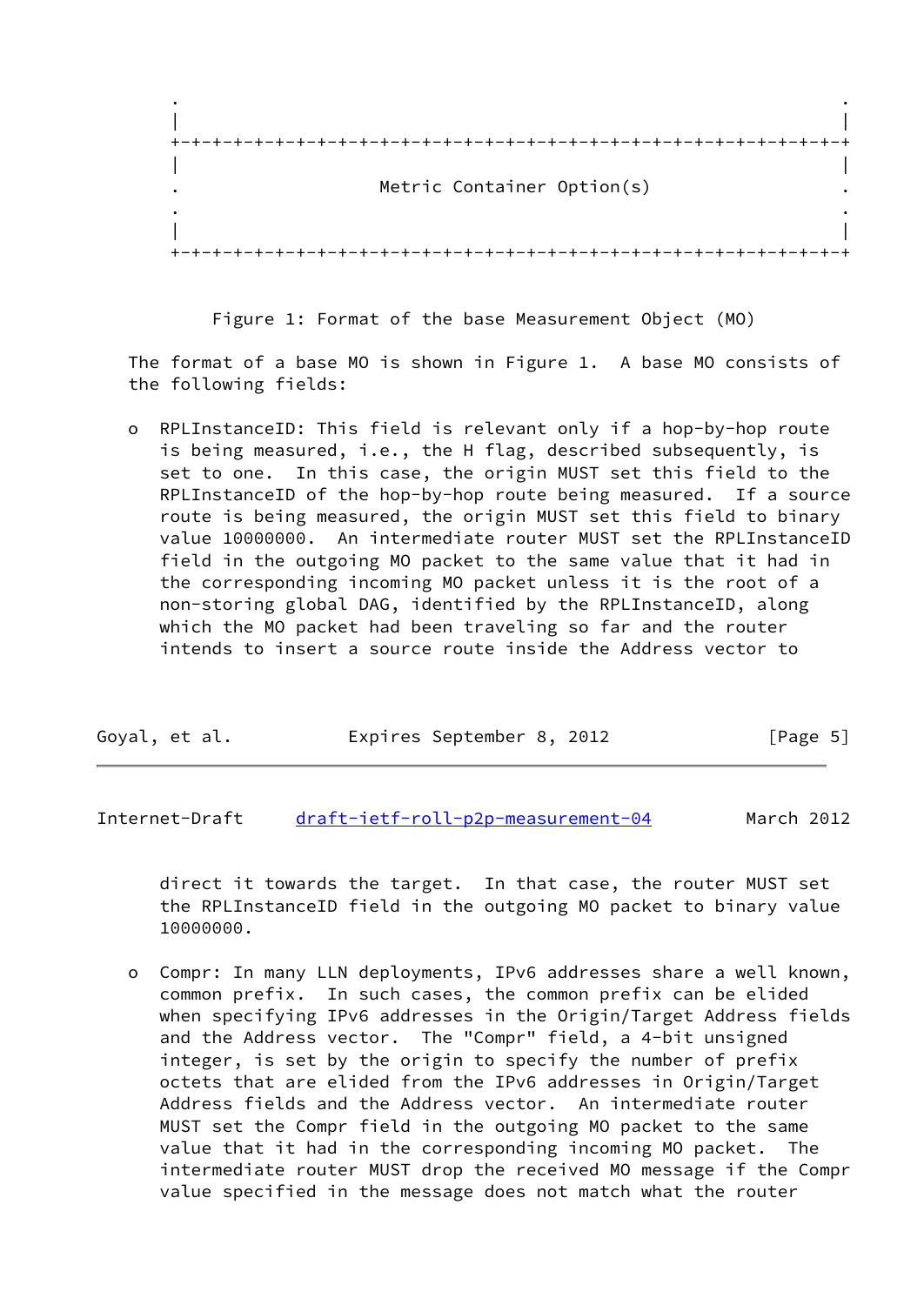```
 .                                                               .
 |                                                               |
 +-+-+-+-+-+-+-+-+-+-+-+-+-+-+-+-+-+-+-+-+-+-+-+-+-+-+-+-+-+-+-+-+
 |                                                               |
 .                   Metric Container Option(s)                  .
 .                                                               .
 |                                                               |
 +-+-+-+-+-+-+-+-+-+-+-+-+-+-+-+-+-+-+-+-+-+-+-+-+-+-+-+-+-+-+-+-+
```

Figure 1: Format of the base Measurement Object (MO)

The format of a base MO is shown in Figure 1. A base MO consists of the following fields:

- RPLInstanceID: This field is relevant only if a hop-by-hop route is being measured, i.e., the H flag, described subsequently, is set to one. In this case, the origin MUST set this field to the RPLInstanceID of the hop-by-hop route being measured. If a source route is being measured, the origin MUST set this field to binary value 10000000. An intermediate router MUST set the RPLInstanceID field in the outgoing MO packet to the same value that it had in the corresponding incoming MO packet unless it is the root of a non-storing global DAG, identified by the RPLInstanceID, along which the MO packet had been traveling so far and the router intends to insert a source route inside the Address vector to direct it towards the target. In that case, the router MUST set the RPLInstanceID field in the outgoing MO packet to binary value 10000000.

- Compr: In many LLN deployments, IPv6 addresses share a well known, common prefix. In such cases, the common prefix can be elided when specifying IPv6 addresses in the Origin/Target Address fields and the Address vector. The "Compr" field, a 4-bit unsigned integer, is set by the origin to specify the number of prefix octets that are elided from the IPv6 addresses in Origin/Target Address fields and the Address vector. An intermediate router MUST set the Compr field in the outgoing MO packet to the same value that it had in the corresponding incoming MO packet. The intermediate router MUST drop the received MO message if the Compr value specified in the message does not match what the router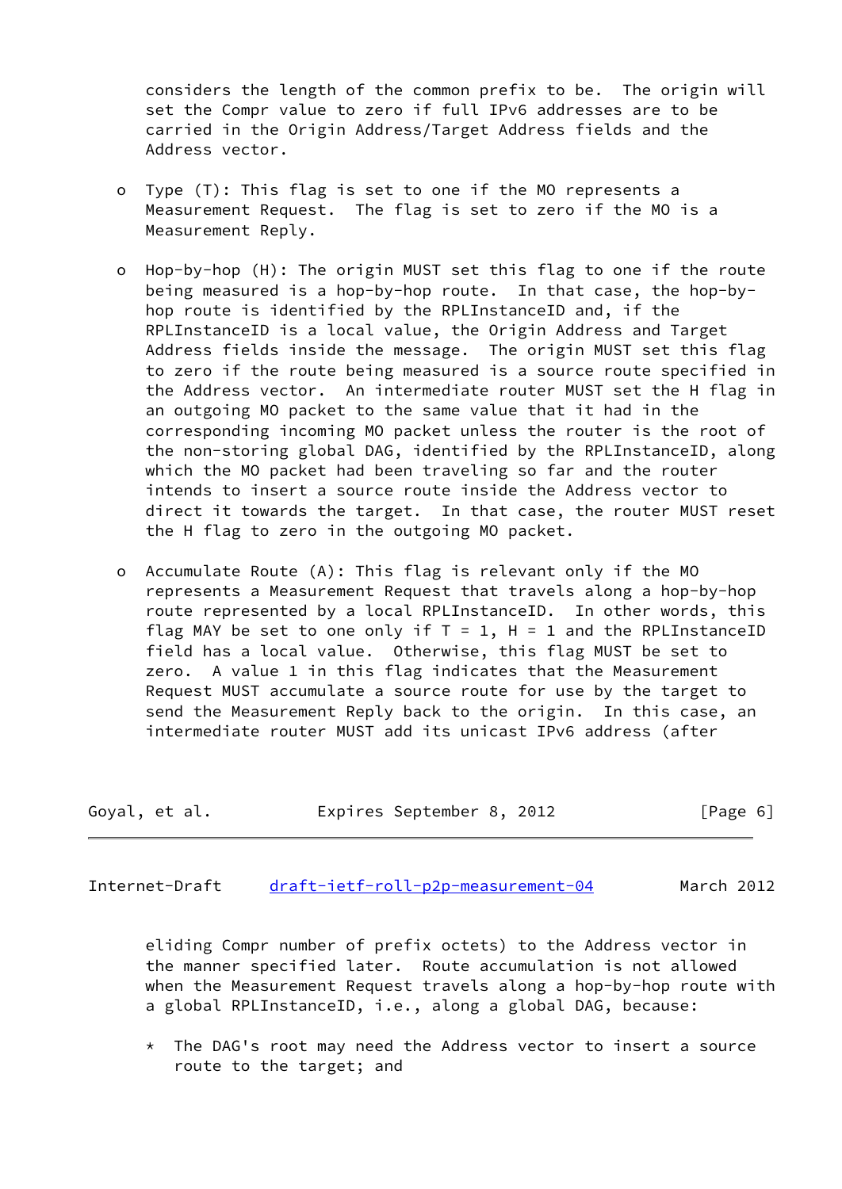considers the length of the common prefix to be. The origin will set the Compr value to zero if full IPv6 addresses are to be carried in the Origin Address/Target Address fields and the Address vector.

- Type (T): This flag is set to one if the MO represents a Measurement Request. The flag is set to zero if the MO is a Measurement Reply.

- Hop-by-hop (H): The origin MUST set this flag to one if the route being measured is a hop-by-hop route. In that case, the hop-by-hop route is identified by the RPLInstanceID and, if the RPLInstanceID is a local value, the Origin Address and Target Address fields inside the message. The origin MUST set this flag to zero if the route being measured is a source route specified in the Address vector. An intermediate router MUST set the H flag in an outgoing MO packet to the same value that it had in the corresponding incoming MO packet unless the router is the root of the non-storing global DAG, identified by the RPLInstanceID, along which the MO packet had been traveling so far and the router intends to insert a source route inside the Address vector to direct it towards the target. In that case, the router MUST reset the H flag to zero in the outgoing MO packet.

- Accumulate Route (A): This flag is relevant only if the MO represents a Measurement Request that travels along a hop-by-hop route represented by a local RPLInstanceID. In other words, this flag MAY be set to one only if T = 1, H = 1 and the RPLInstanceID field has a local value. Otherwise, this flag MUST be set to zero. A value 1 in this flag indicates that the Measurement Request MUST accumulate a source route for use by the target to send the Measurement Reply back to the origin. In this case, an intermediate router MUST add its unicast IPv6 address (after eliding Compr number of prefix octets) to the Address vector in the manner specified later. Route accumulation is not allowed when the Measurement Request travels along a hop-by-hop route with a global RPLInstanceID, i.e., along a global DAG, because:

  * The DAG's root may need the Address vector to insert a source route to the target; and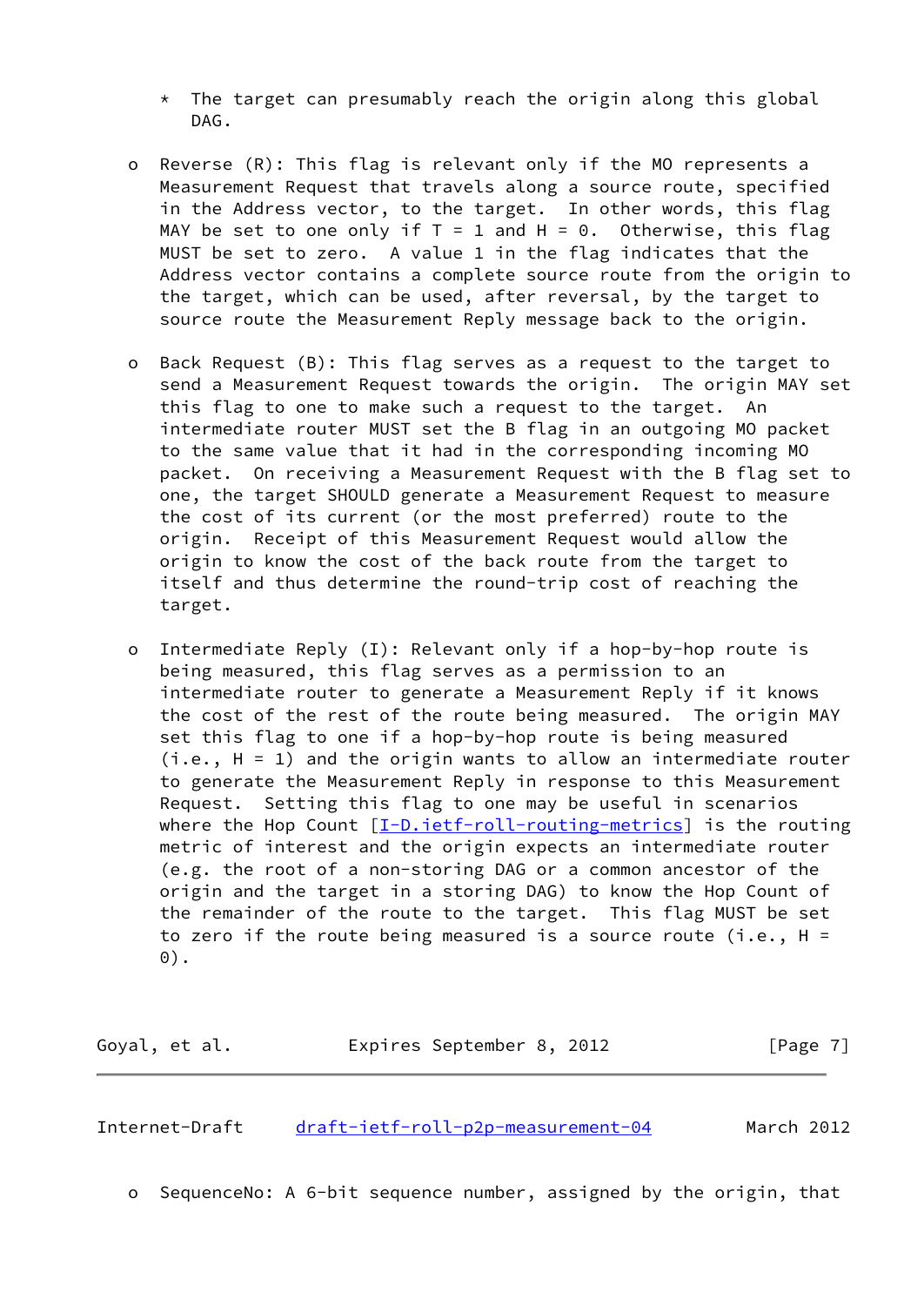* The target can presumably reach the origin along this global DAG.

- Reverse (R): This flag is relevant only if the MO represents a Measurement Request that travels along a source route, specified in the Address vector, to the target. In other words, this flag MAY be set to one only if T = 1 and H = 0. Otherwise, this flag MUST be set to zero. A value 1 in the flag indicates that the Address vector contains a complete source route from the origin to the target, which can be used, after reversal, by the target to source route the Measurement Reply message back to the origin.

- Back Request (B): This flag serves as a request to the target to send a Measurement Request towards the origin. The origin MAY set this flag to one to make such a request to the target. An intermediate router MUST set the B flag in an outgoing MO packet to the same value that it had in the corresponding incoming MO packet. On receiving a Measurement Request with the B flag set to one, the target SHOULD generate a Measurement Request to measure the cost of its current (or the most preferred) route to the origin. Receipt of this Measurement Request would allow the origin to know the cost of the back route from the target to itself and thus determine the round-trip cost of reaching the target.

- Intermediate Reply (I): Relevant only if a hop-by-hop route is being measured, this flag serves as a permission to an intermediate router to generate a Measurement Reply if it knows the cost of the rest of the route being measured. The origin MAY set this flag to one if a hop-by-hop route is being measured (i.e., H = 1) and the origin wants to allow an intermediate router to generate the Measurement Reply in response to this Measurement Request. Setting this flag to one may be useful in scenarios where the Hop Count [I-D.ietf-roll-routing-metrics] is the routing metric of interest and the origin expects an intermediate router (e.g. the root of a non-storing DAG or a common ancestor of the origin and the target in a storing DAG) to know the Hop Count of the remainder of the route to the target. This flag MUST be set to zero if the route being measured is a source route (i.e., H = 0).

- SequenceNo: A 6-bit sequence number, assigned by the origin, that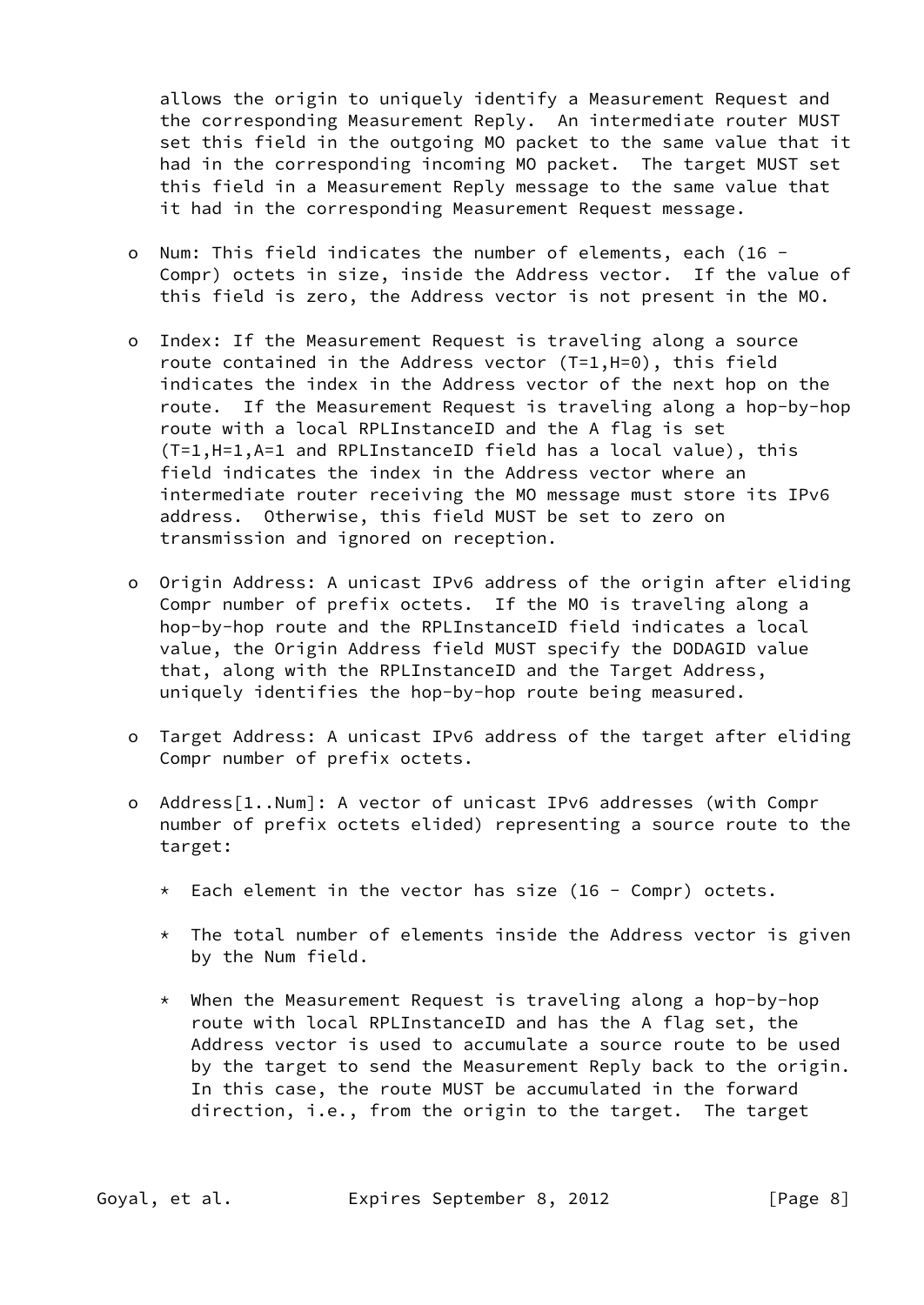allows the origin to uniquely identify a Measurement Request and the corresponding Measurement Reply. An intermediate router MUST set this field in the outgoing MO packet to the same value that it had in the corresponding incoming MO packet. The target MUST set this field in a Measurement Reply message to the same value that it had in the corresponding Measurement Request message.

- Num: This field indicates the number of elements, each (16 - Compr) octets in size, inside the Address vector. If the value of this field is zero, the Address vector is not present in the MO.

- Index: If the Measurement Request is traveling along a source route contained in the Address vector (T=1,H=0), this field indicates the index in the Address vector of the next hop on the route. If the Measurement Request is traveling along a hop-by-hop route with a local RPLInstanceID and the A flag is set (T=1,H=1,A=1 and RPLInstanceID field has a local value), this field indicates the index in the Address vector where an intermediate router receiving the MO message must store its IPv6 address. Otherwise, this field MUST be set to zero on transmission and ignored on reception.

- Origin Address: A unicast IPv6 address of the origin after eliding Compr number of prefix octets. If the MO is traveling along a hop-by-hop route and the RPLInstanceID field indicates a local value, the Origin Address field MUST specify the DODAGID value that, along with the RPLInstanceID and the Target Address, uniquely identifies the hop-by-hop route being measured.

- Target Address: A unicast IPv6 address of the target after eliding Compr number of prefix octets.

- Address[1..Num]: A vector of unicast IPv6 addresses (with Compr number of prefix octets elided) representing a source route to the target:

  * Each element in the vector has size (16 - Compr) octets.

  * The total number of elements inside the Address vector is given by the Num field.

  * When the Measurement Request is traveling along a hop-by-hop route with local RPLInstanceID and has the A flag set, the Address vector is used to accumulate a source route to be used by the target to send the Measurement Reply back to the origin. In this case, the route MUST be accumulated in the forward direction, i.e., from the origin to the target. The target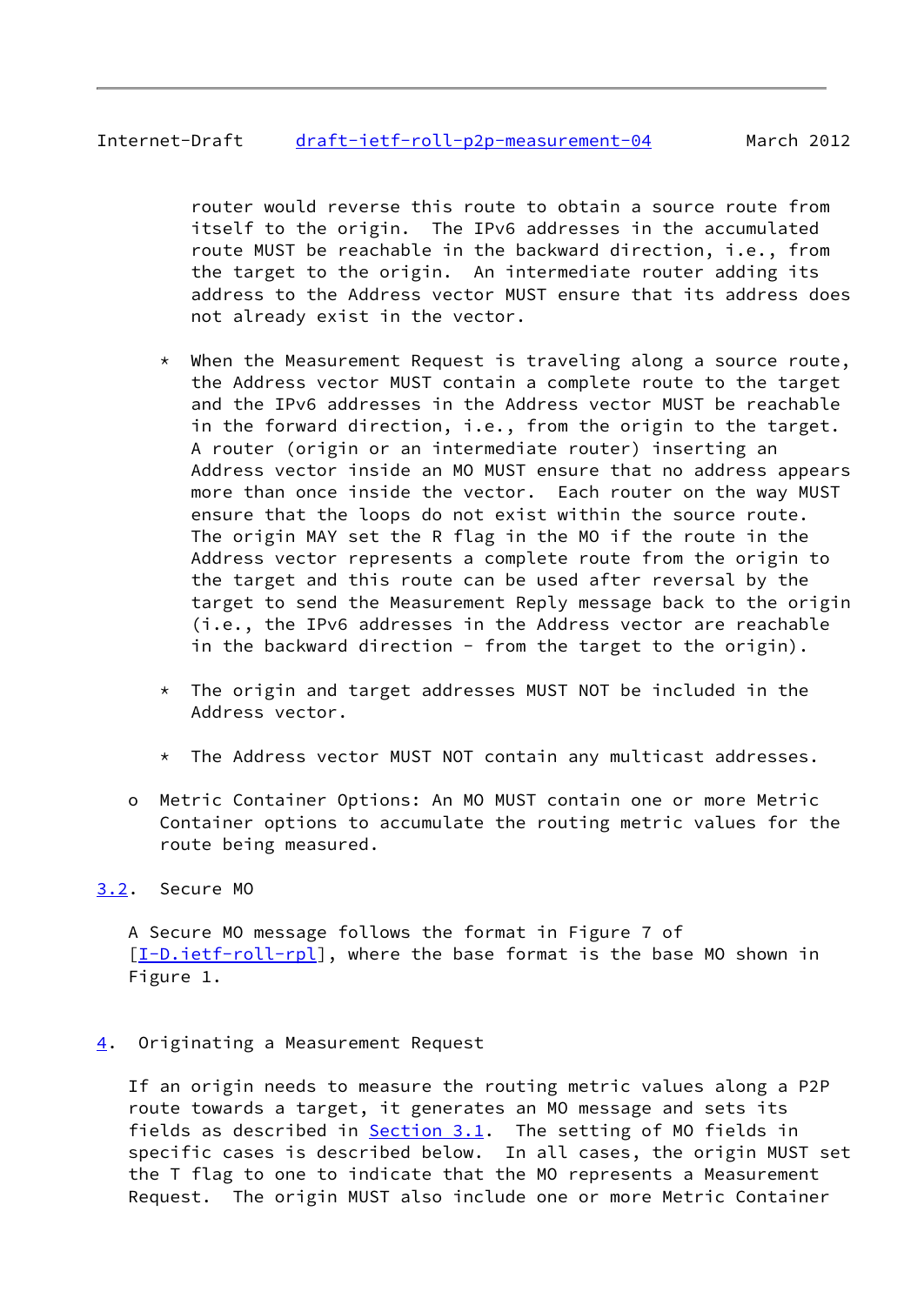router would reverse this route to obtain a source route from itself to the origin. The IPv6 addresses in the accumulated route MUST be reachable in the backward direction, i.e., from the target to the origin. An intermediate router adding its address to the Address vector MUST ensure that its address does not already exist in the vector.

  * When the Measurement Request is traveling along a source route, the Address vector MUST contain a complete route to the target and the IPv6 addresses in the Address vector MUST be reachable in the forward direction, i.e., from the origin to the target. A router (origin or an intermediate router) inserting an Address vector inside an MO MUST ensure that no address appears more than once inside the vector. Each router on the way MUST ensure that the loops do not exist within the source route. The origin MAY set the R flag in the MO if the route in the Address vector represents a complete route from the origin to the target and this route can be used after reversal by the target to send the Measurement Reply message back to the origin (i.e., the IPv6 addresses in the Address vector are reachable in the backward direction - from the target to the origin).

  * The origin and target addresses MUST NOT be included in the Address vector.

  * The Address vector MUST NOT contain any multicast addresses.

- Metric Container Options: An MO MUST contain one or more Metric Container options to accumulate the routing metric values for the route being measured.

## 3.2. Secure MO

A Secure MO message follows the format in Figure 7 of [I-D.ietf-roll-rpl], where the base format is the base MO shown in Figure 1.

# 4. Originating a Measurement Request

If an origin needs to measure the routing metric values along a P2P route towards a target, it generates an MO message and sets its fields as described in Section 3.1. The setting of MO fields in specific cases is described below. In all cases, the origin MUST set the T flag to one to indicate that the MO represents a Measurement Request. The origin MUST also include one or more Metric Container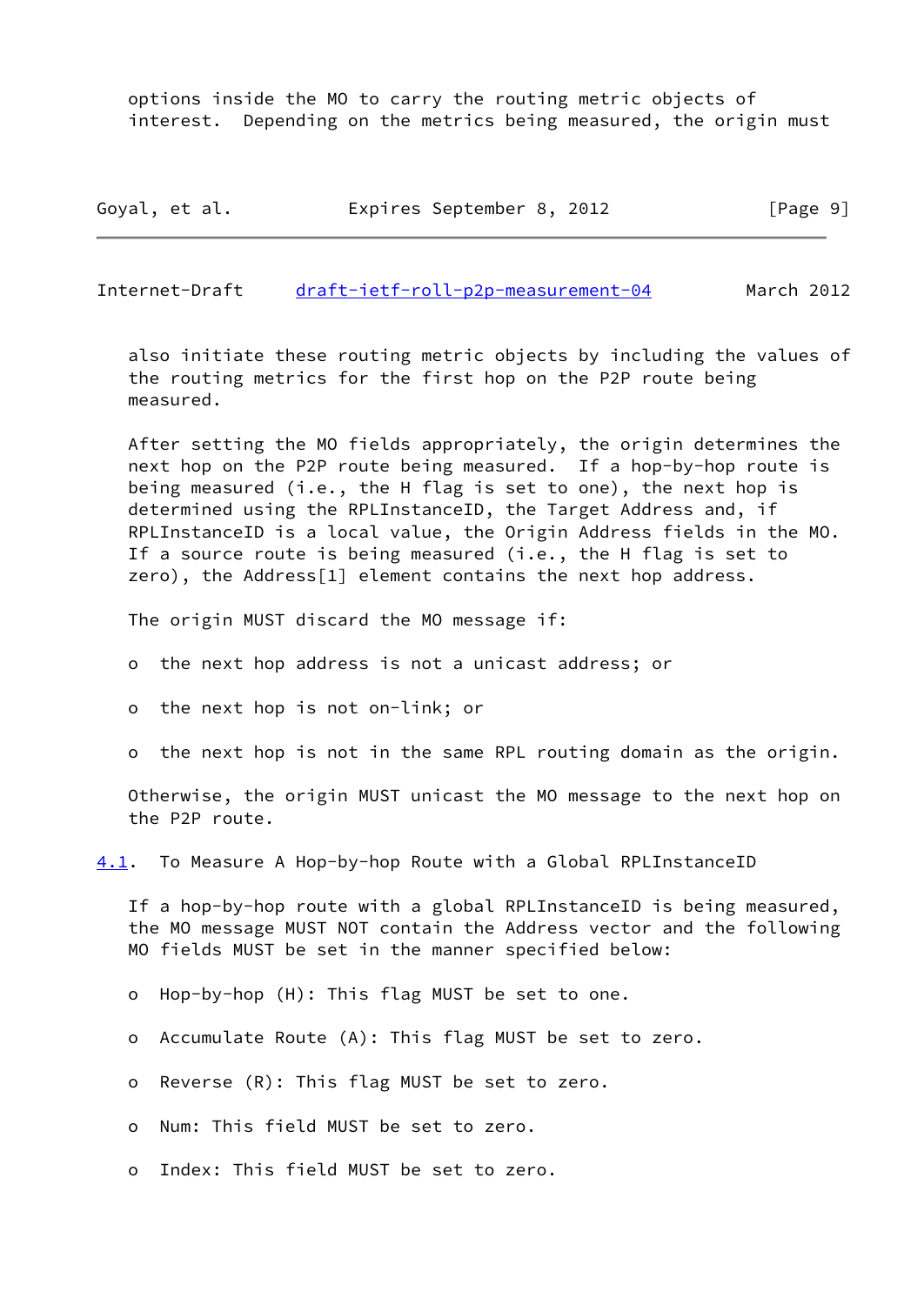options inside the MO to carry the routing metric objects of interest. Depending on the metrics being measured, the origin must also initiate these routing metric objects by including the values of the routing metrics for the first hop on the P2P route being measured.

After setting the MO fields appropriately, the origin determines the next hop on the P2P route being measured. If a hop-by-hop route is being measured (i.e., the H flag is set to one), the next hop is determined using the RPLInstanceID, the Target Address and, if RPLInstanceID is a local value, the Origin Address fields in the MO. If a source route is being measured (i.e., the H flag is set to zero), the Address[1] element contains the next hop address.

The origin MUST discard the MO message if:

- the next hop address is not a unicast address; or
- the next hop is not on-link; or
- the next hop is not in the same RPL routing domain as the origin.

Otherwise, the origin MUST unicast the MO message to the next hop on the P2P route.

## 4.1. To Measure A Hop-by-hop Route with a Global RPLInstanceID

If a hop-by-hop route with a global RPLInstanceID is being measured, the MO message MUST NOT contain the Address vector and the following MO fields MUST be set in the manner specified below:

- Hop-by-hop (H): This flag MUST be set to one.
- Accumulate Route (A): This flag MUST be set to zero.
- Reverse (R): This flag MUST be set to zero.
- Num: This field MUST be set to zero.
- Index: This field MUST be set to zero.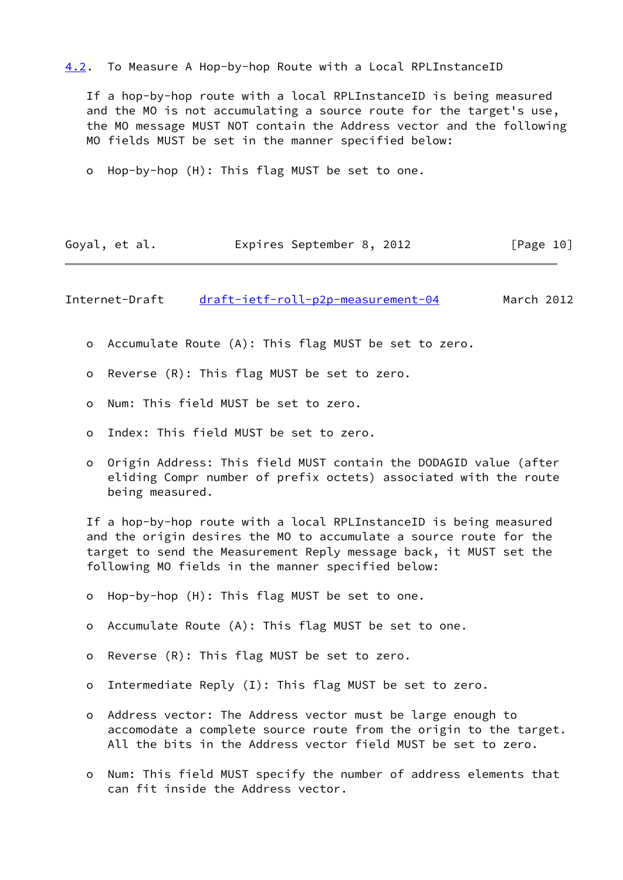### 4.2. To Measure A Hop-by-hop Route with a Local RPLInstanceID

If a hop-by-hop route with a local RPLInstanceID is being measured and the MO is not accumulating a source route for the target's use, the MO message MUST NOT contain the Address vector and the following MO fields MUST be set in the manner specified below:

- Hop-by-hop (H): This flag MUST be set to one.

- Accumulate Route (A): This flag MUST be set to zero.

- Reverse (R): This flag MUST be set to zero.

- Num: This field MUST be set to zero.

- Index: This field MUST be set to zero.

- Origin Address: This field MUST contain the DODAGID value (after eliding Compr number of prefix octets) associated with the route being measured.

If a hop-by-hop route with a local RPLInstanceID is being measured and the origin desires the MO to accumulate a source route for the target to send the Measurement Reply message back, it MUST set the following MO fields in the manner specified below:

- Hop-by-hop (H): This flag MUST be set to one.

- Accumulate Route (A): This flag MUST be set to one.

- Reverse (R): This flag MUST be set to zero.

- Intermediate Reply (I): This flag MUST be set to zero.

- Address vector: The Address vector must be large enough to accomodate a complete source route from the origin to the target. All the bits in the Address vector field MUST be set to zero.

- Num: This field MUST specify the number of address elements that can fit inside the Address vector.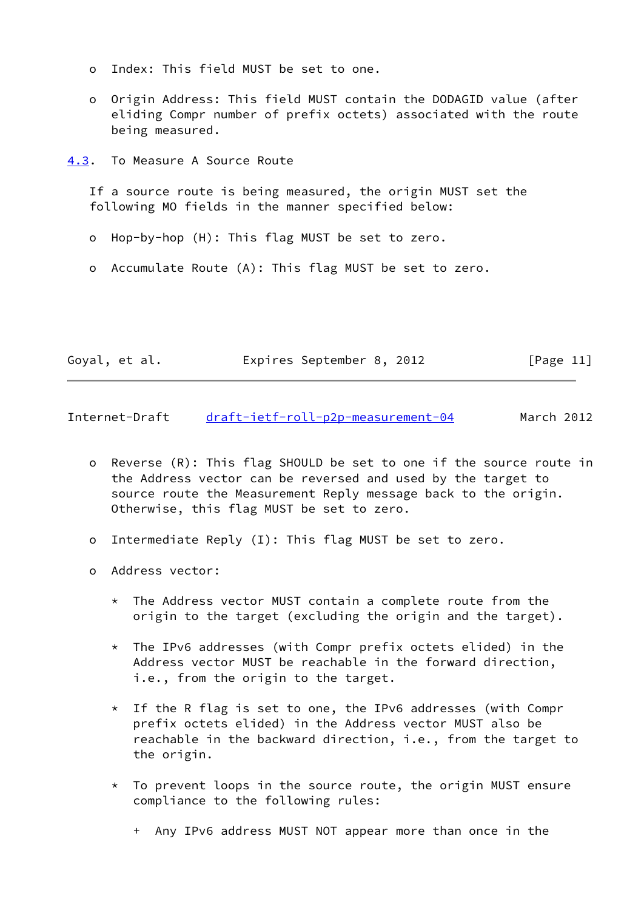- Index: This field MUST be set to one.

- Origin Address: This field MUST contain the DODAGID value (after eliding Compr number of prefix octets) associated with the route being measured.

### 4.3. To Measure A Source Route

If a source route is being measured, the origin MUST set the following MO fields in the manner specified below:

- Hop-by-hop (H): This flag MUST be set to zero.

- Accumulate Route (A): This flag MUST be set to zero.

- Reverse (R): This flag SHOULD be set to one if the source route in the Address vector can be reversed and used by the target to source route the Measurement Reply message back to the origin. Otherwise, this flag MUST be set to zero.

- Intermediate Reply (I): This flag MUST be set to zero.

- Address vector:

  * The Address vector MUST contain a complete route from the origin to the target (excluding the origin and the target).

  * The IPv6 addresses (with Compr prefix octets elided) in the Address vector MUST be reachable in the forward direction, i.e., from the origin to the target.

  * If the R flag is set to one, the IPv6 addresses (with Compr prefix octets elided) in the Address vector MUST also be reachable in the backward direction, i.e., from the target to the origin.

  * To prevent loops in the source route, the origin MUST ensure compliance to the following rules:

    + Any IPv6 address MUST NOT appear more than once in the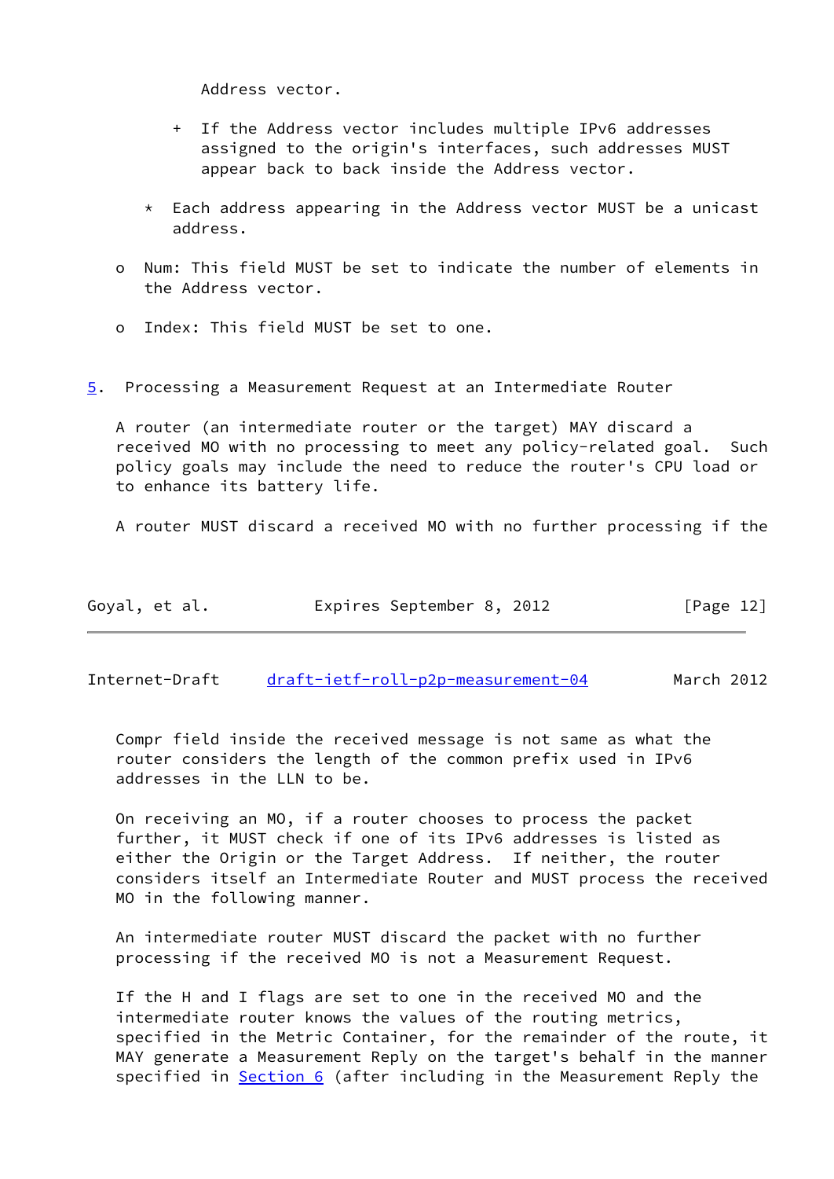Address vector.

- If the Address vector includes multiple IPv6 addresses assigned to the origin's interfaces, such addresses MUST appear back to back inside the Address vector.

* Each address appearing in the Address vector MUST be a unicast address.

- Num: This field MUST be set to indicate the number of elements in the Address vector.

- Index: This field MUST be set to one.

## 5. Processing a Measurement Request at an Intermediate Router

A router (an intermediate router or the target) MAY discard a received MO with no processing to meet any policy-related goal. Such policy goals may include the need to reduce the router's CPU load or to enhance its battery life.

A router MUST discard a received MO with no further processing if the Compr field inside the received message is not same as what the router considers the length of the common prefix used in IPv6 addresses in the LLN to be.

On receiving an MO, if a router chooses to process the packet further, it MUST check if one of its IPv6 addresses is listed as either the Origin or the Target Address. If neither, the router considers itself an Intermediate Router and MUST process the received MO in the following manner.

An intermediate router MUST discard the packet with no further processing if the received MO is not a Measurement Request.

If the H and I flags are set to one in the received MO and the intermediate router knows the values of the routing metrics, specified in the Metric Container, for the remainder of the route, it MAY generate a Measurement Reply on the target's behalf in the manner specified in Section 6 (after including in the Measurement Reply the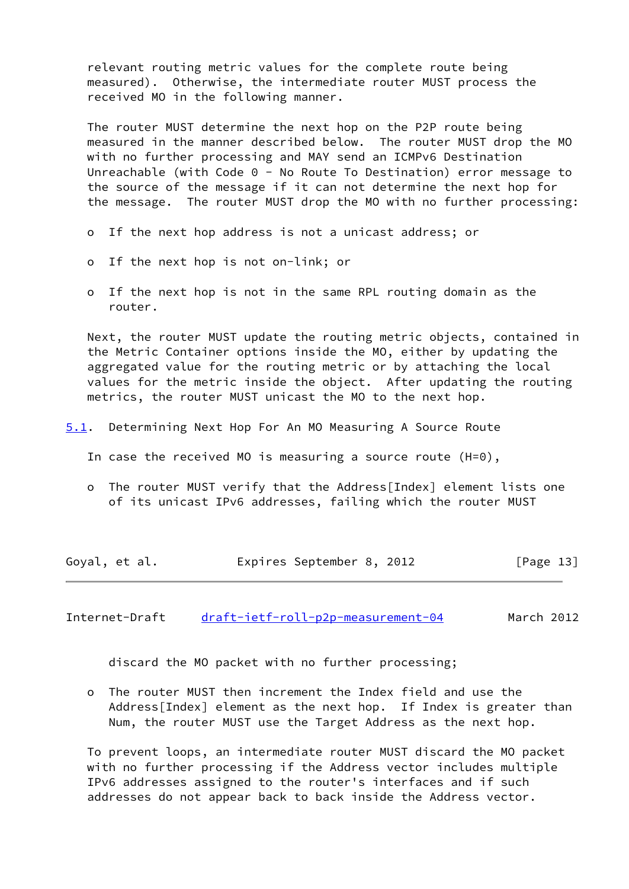relevant routing metric values for the complete route being measured). Otherwise, the intermediate router MUST process the received MO in the following manner.

The router MUST determine the next hop on the P2P route being measured in the manner described below. The router MUST drop the MO with no further processing and MAY send an ICMPv6 Destination Unreachable (with Code 0 - No Route To Destination) error message to the source of the message if it can not determine the next hop for the message. The router MUST drop the MO with no further processing:

- If the next hop address is not a unicast address; or
- If the next hop is not on-link; or
- If the next hop is not in the same RPL routing domain as the router.

Next, the router MUST update the routing metric objects, contained in the Metric Container options inside the MO, either by updating the aggregated value for the routing metric or by attaching the local values for the metric inside the object. After updating the routing metrics, the router MUST unicast the MO to the next hop.

## 5.1. Determining Next Hop For An MO Measuring A Source Route

In case the received MO is measuring a source route (H=0),

- The router MUST verify that the Address[Index] element lists one of its unicast IPv6 addresses, failing which the router MUST discard the MO packet with no further processing;
- The router MUST then increment the Index field and use the Address[Index] element as the next hop. If Index is greater than Num, the router MUST use the Target Address as the next hop.

To prevent loops, an intermediate router MUST discard the MO packet with no further processing if the Address vector includes multiple IPv6 addresses assigned to the router's interfaces and if such addresses do not appear back to back inside the Address vector.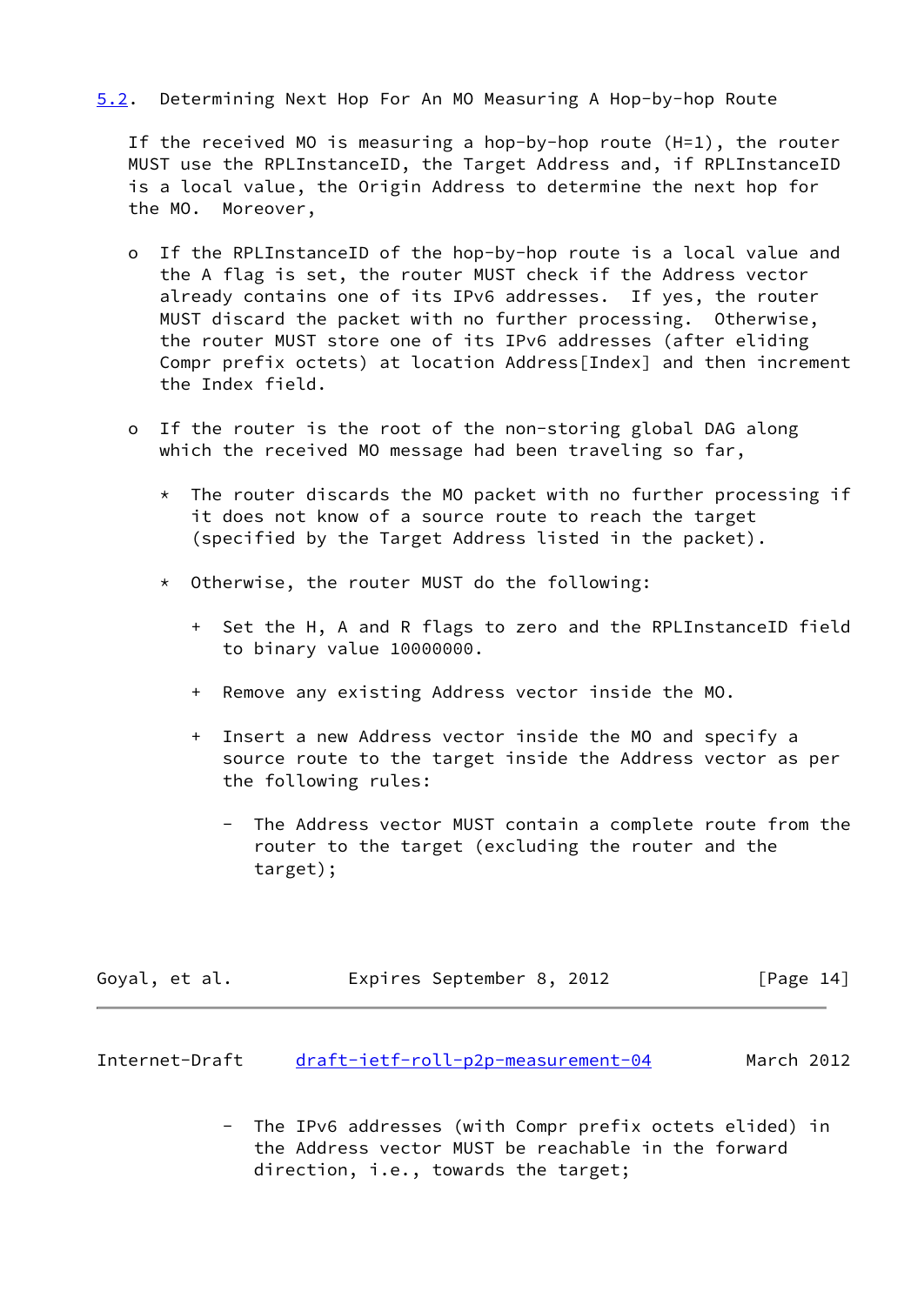### 5.2. Determining Next Hop For An MO Measuring A Hop-by-hop Route

If the received MO is measuring a hop-by-hop route (H=1), the router MUST use the RPLInstanceID, the Target Address and, if RPLInstanceID is a local value, the Origin Address to determine the next hop for the MO. Moreover,

- If the RPLInstanceID of the hop-by-hop route is a local value and the A flag is set, the router MUST check if the Address vector already contains one of its IPv6 addresses. If yes, the router MUST discard the packet with no further processing. Otherwise, the router MUST store one of its IPv6 addresses (after eliding Compr prefix octets) at location Address[Index] and then increment the Index field.

- If the router is the root of the non-storing global DAG along which the received MO message had been traveling so far,

  * The router discards the MO packet with no further processing if it does not know of a source route to reach the target (specified by the Target Address listed in the packet).

  * Otherwise, the router MUST do the following:

    + Set the H, A and R flags to zero and the RPLInstanceID field to binary value 10000000.

    + Remove any existing Address vector inside the MO.

    + Insert a new Address vector inside the MO and specify a source route to the target inside the Address vector as per the following rules:

      - The Address vector MUST contain a complete route from the router to the target (excluding the router and the target);

      - The IPv6 addresses (with Compr prefix octets elided) in the Address vector MUST be reachable in the forward direction, i.e., towards the target;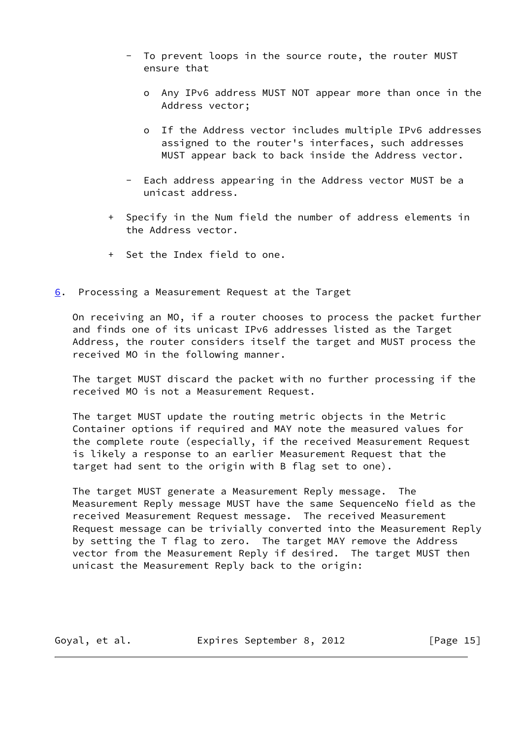- To prevent loops in the source route, the router MUST ensure that

  - Any IPv6 address MUST NOT appear more than once in the Address vector;

  - If the Address vector includes multiple IPv6 addresses assigned to the router's interfaces, such addresses MUST appear back to back inside the Address vector.

- Each address appearing in the Address vector MUST be a unicast address.

+ Specify in the Num field the number of address elements in the Address vector.

+ Set the Index field to one.

## 6. Processing a Measurement Request at the Target

On receiving an MO, if a router chooses to process the packet further and finds one of its unicast IPv6 addresses listed as the Target Address, the router considers itself the target and MUST process the received MO in the following manner.

The target MUST discard the packet with no further processing if the received MO is not a Measurement Request.

The target MUST update the routing metric objects in the Metric Container options if required and MAY note the measured values for the complete route (especially, if the received Measurement Request is likely a response to an earlier Measurement Request that the target had sent to the origin with B flag set to one).

The target MUST generate a Measurement Reply message. The Measurement Reply message MUST have the same SequenceNo field as the received Measurement Request message. The received Measurement Request message can be trivially converted into the Measurement Reply by setting the T flag to zero. The target MAY remove the Address vector from the Measurement Reply if desired. The target MUST then unicast the Measurement Reply back to the origin: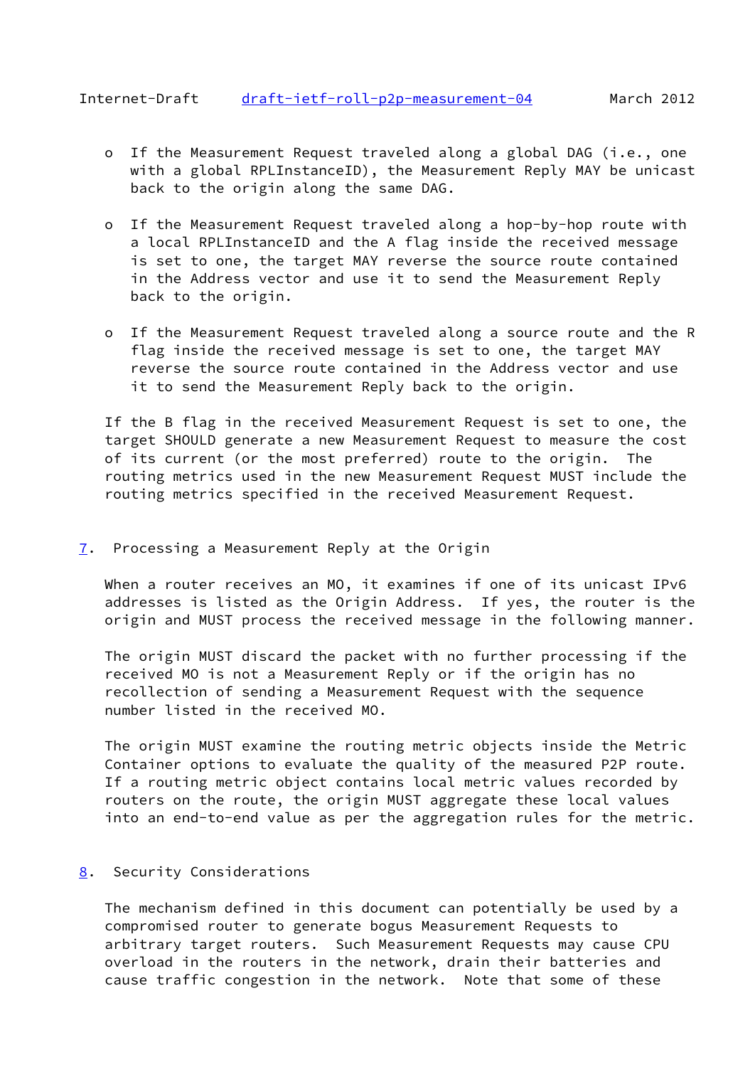- If the Measurement Request traveled along a global DAG (i.e., one with a global RPLInstanceID), the Measurement Reply MAY be unicast back to the origin along the same DAG.

- If the Measurement Request traveled along a hop-by-hop route with a local RPLInstanceID and the A flag inside the received message is set to one, the target MAY reverse the source route contained in the Address vector and use it to send the Measurement Reply back to the origin.

- If the Measurement Request traveled along a source route and the R flag inside the received message is set to one, the target MAY reverse the source route contained in the Address vector and use it to send the Measurement Reply back to the origin.

If the B flag in the received Measurement Request is set to one, the target SHOULD generate a new Measurement Request to measure the cost of its current (or the most preferred) route to the origin. The routing metrics used in the new Measurement Request MUST include the routing metrics specified in the received Measurement Request.

## 7. Processing a Measurement Reply at the Origin

When a router receives an MO, it examines if one of its unicast IPv6 addresses is listed as the Origin Address. If yes, the router is the origin and MUST process the received message in the following manner.

The origin MUST discard the packet with no further processing if the received MO is not a Measurement Reply or if the origin has no recollection of sending a Measurement Request with the sequence number listed in the received MO.

The origin MUST examine the routing metric objects inside the Metric Container options to evaluate the quality of the measured P2P route. If a routing metric object contains local metric values recorded by routers on the route, the origin MUST aggregate these local values into an end-to-end value as per the aggregation rules for the metric.

## 8. Security Considerations

The mechanism defined in this document can potentially be used by a compromised router to generate bogus Measurement Requests to arbitrary target routers. Such Measurement Requests may cause CPU overload in the routers in the network, drain their batteries and cause traffic congestion in the network. Note that some of these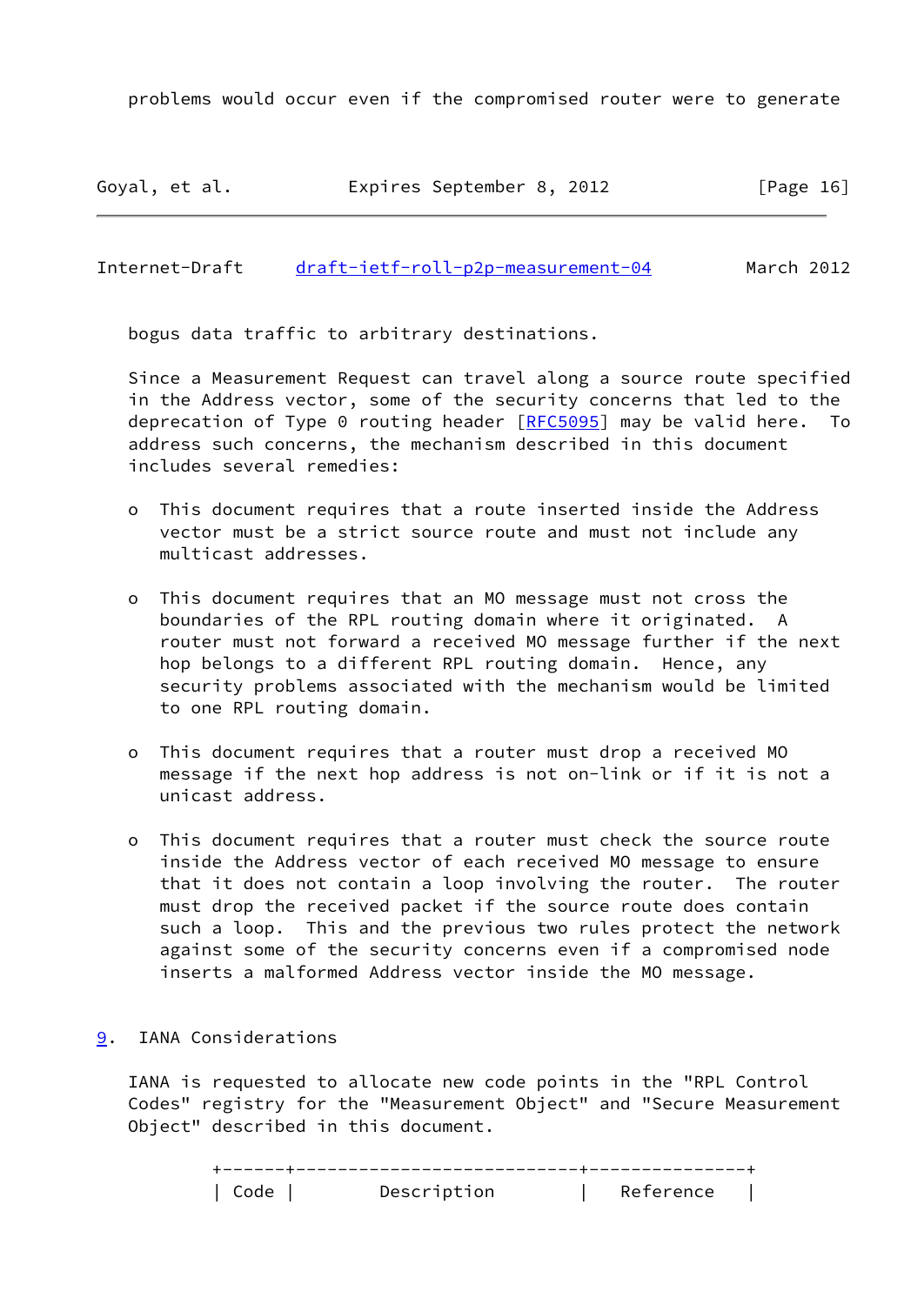problems would occur even if the compromised router were to generate bogus data traffic to arbitrary destinations.

Since a Measurement Request can travel along a source route specified in the Address vector, some of the security concerns that led to the deprecation of Type 0 routing header [RFC5095] may be valid here. To address such concerns, the mechanism described in this document includes several remedies:

- This document requires that a route inserted inside the Address vector must be a strict source route and must not include any multicast addresses.

- This document requires that an MO message must not cross the boundaries of the RPL routing domain where it originated. A router must not forward a received MO message further if the next hop belongs to a different RPL routing domain. Hence, any security problems associated with the mechanism would be limited to one RPL routing domain.

- This document requires that a router must drop a received MO message if the next hop address is not on-link or if it is not a unicast address.

- This document requires that a router must check the source route inside the Address vector of each received MO message to ensure that it does not contain a loop involving the router. The router must drop the received packet if the source route does contain such a loop. This and the previous two rules protect the network against some of the security concerns even if a compromised node inserts a malformed Address vector inside the MO message.

## 9. IANA Considerations

IANA is requested to allocate new code points in the "RPL Control Codes" registry for the "Measurement Object" and "Secure Measurement Object" described in this document.

| Code | Description | Reference |
|---|---|---|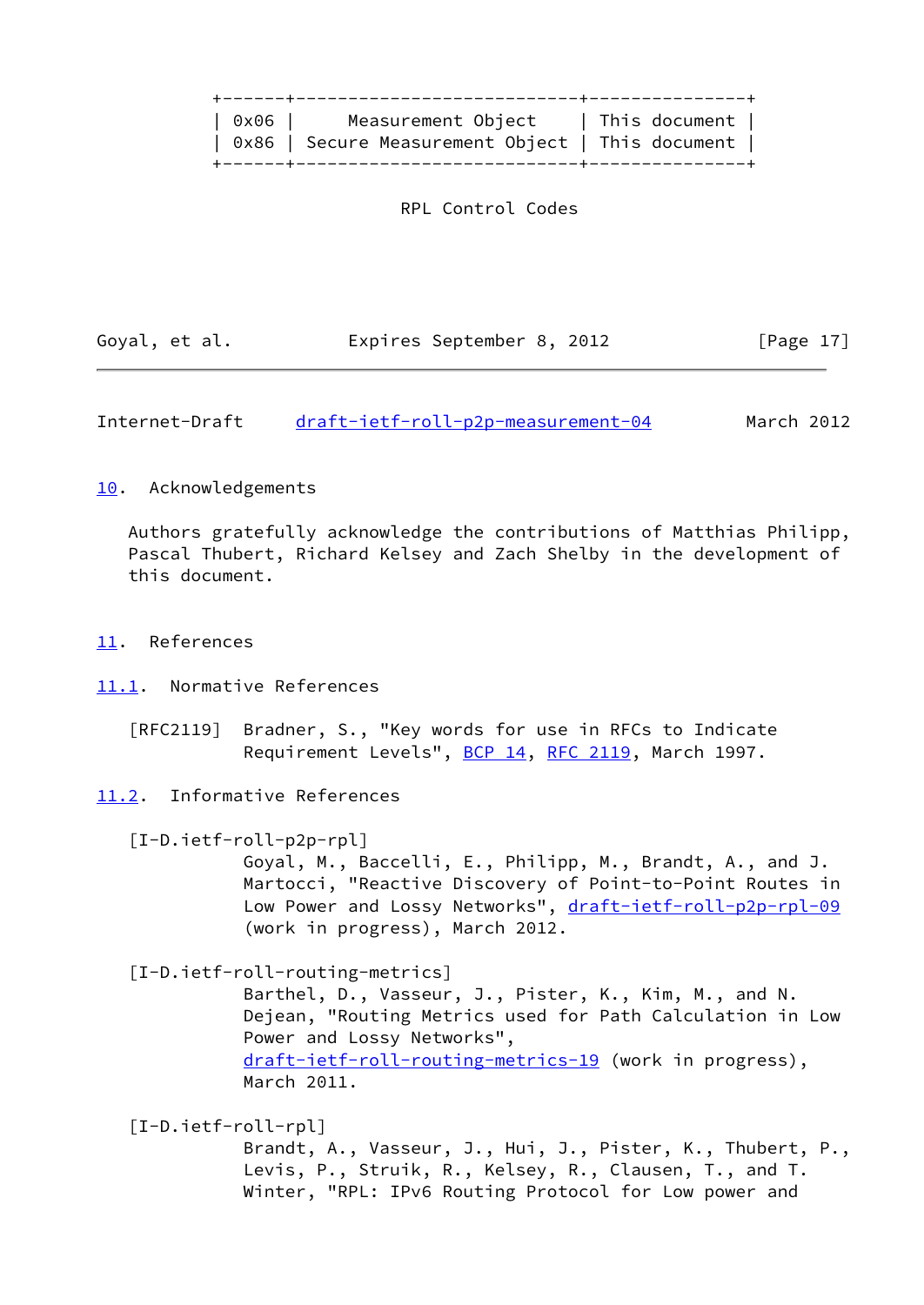| 0x06 | Measurement Object | This document |
| --- | --- | --- |
| 0x86 | Secure Measurement Object | This document |

RPL Control Codes

## 10. Acknowledgements

Authors gratefully acknowledge the contributions of Matthias Philipp, Pascal Thubert, Richard Kelsey and Zach Shelby in the development of this document.

## 11. References

### 11.1. Normative References

[RFC2119] Bradner, S., "Key words for use in RFCs to Indicate Requirement Levels", BCP 14, RFC 2119, March 1997.

### 11.2. Informative References

[I-D.ietf-roll-p2p-rpl]
Goyal, M., Baccelli, E., Philipp, M., Brandt, A., and J. Martocci, "Reactive Discovery of Point-to-Point Routes in Low Power and Lossy Networks", draft-ietf-roll-p2p-rpl-09 (work in progress), March 2012.

[I-D.ietf-roll-routing-metrics]
Barthel, D., Vasseur, J., Pister, K., Kim, M., and N. Dejean, "Routing Metrics used for Path Calculation in Low Power and Lossy Networks", draft-ietf-roll-routing-metrics-19 (work in progress), March 2011.

[I-D.ietf-roll-rpl]
Brandt, A., Vasseur, J., Hui, J., Pister, K., Thubert, P., Levis, P., Struik, R., Kelsey, R., Clausen, T., and T. Winter, "RPL: IPv6 Routing Protocol for Low power and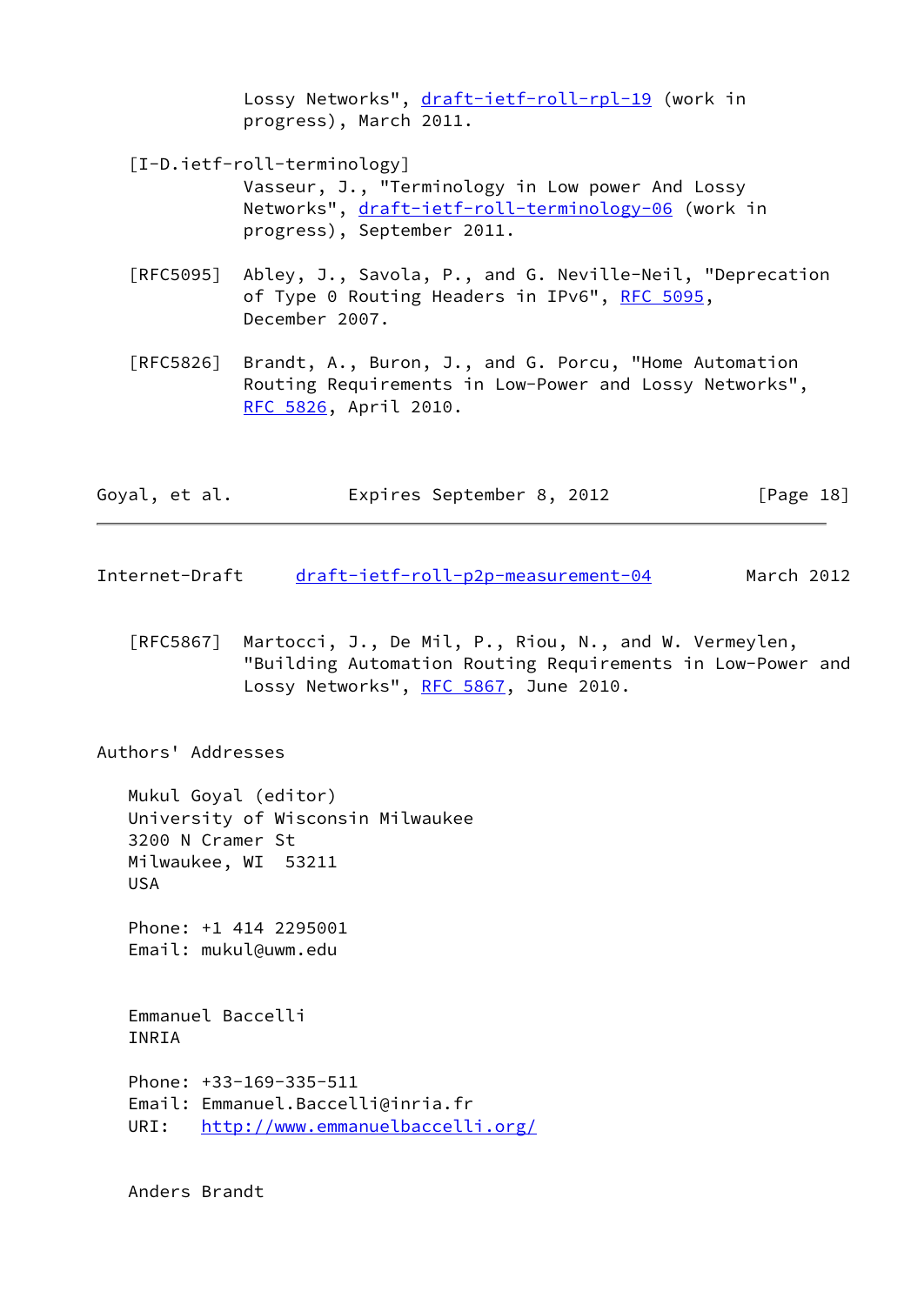Lossy Networks", draft-ietf-roll-rpl-19 (work in progress), March 2011.

[I-D.ietf-roll-terminology]
Vasseur, J., "Terminology in Low power And Lossy Networks", draft-ietf-roll-terminology-06 (work in progress), September 2011.

[RFC5095] Abley, J., Savola, P., and G. Neville-Neil, "Deprecation of Type 0 Routing Headers in IPv6", RFC 5095, December 2007.

[RFC5826] Brandt, A., Buron, J., and G. Porcu, "Home Automation Routing Requirements in Low-Power and Lossy Networks", RFC 5826, April 2010.

[RFC5867] Martocci, J., De Mil, P., Riou, N., and W. Vermeylen, "Building Automation Routing Requirements in Low-Power and Lossy Networks", RFC 5867, June 2010.

## Authors' Addresses

Mukul Goyal (editor)
University of Wisconsin Milwaukee
3200 N Cramer St
Milwaukee, WI 53211
USA

Phone: +1 414 2295001
Email: mukul@uwm.edu

Emmanuel Baccelli
INRIA

Phone: +33-169-335-511
Email: Emmanuel.Baccelli@inria.fr
URI: http://www.emmanuelbaccelli.org/

Anders Brandt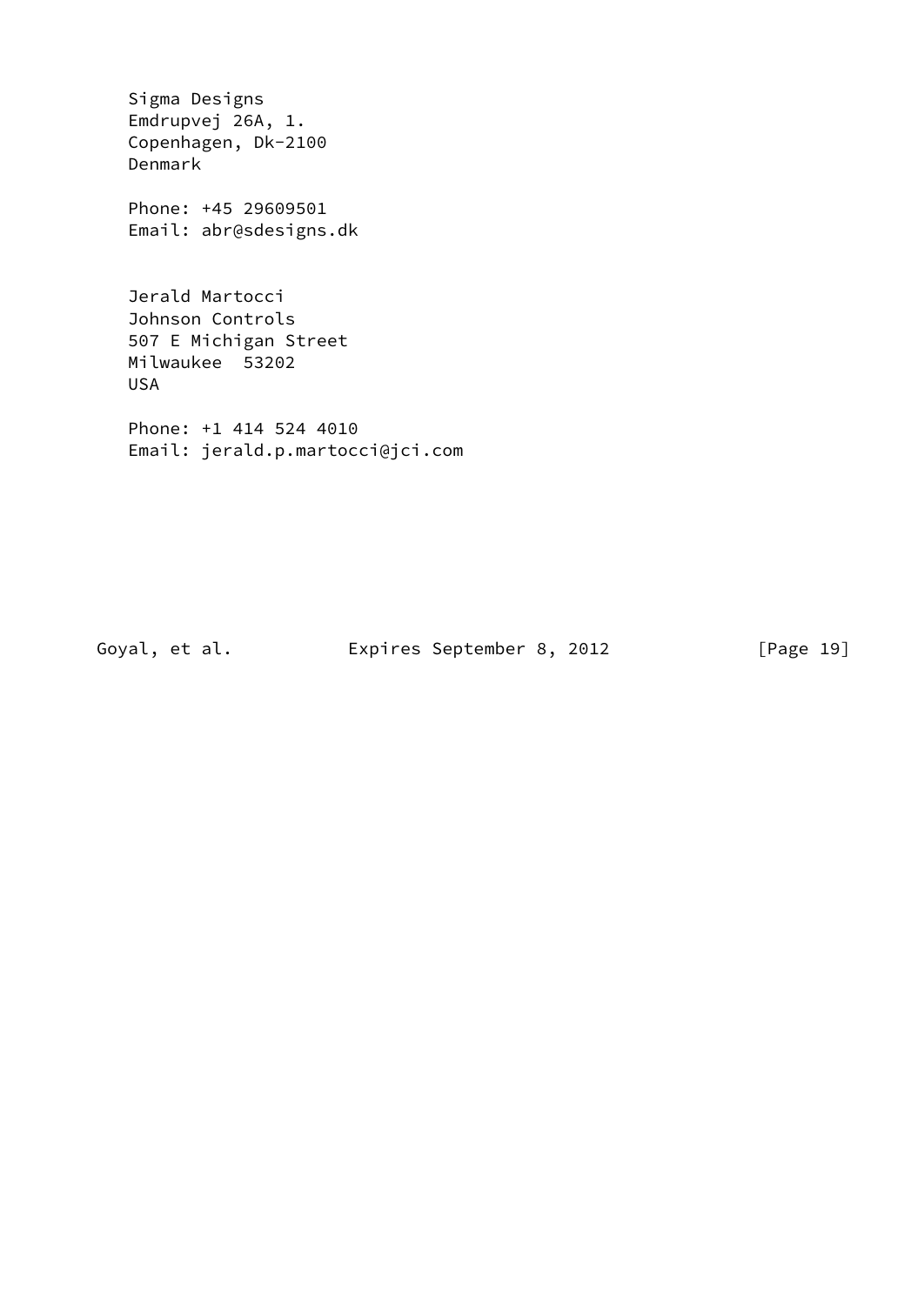Sigma Designs
Emdrupvej 26A, 1.
Copenhagen, Dk-2100
Denmark

Phone: +45 29609501
Email: abr@sdesigns.dk

Jerald Martocci
Johnson Controls
507 E Michigan Street
Milwaukee  53202
USA

Phone: +1 414 524 4010
Email: jerald.p.martocci@jci.com